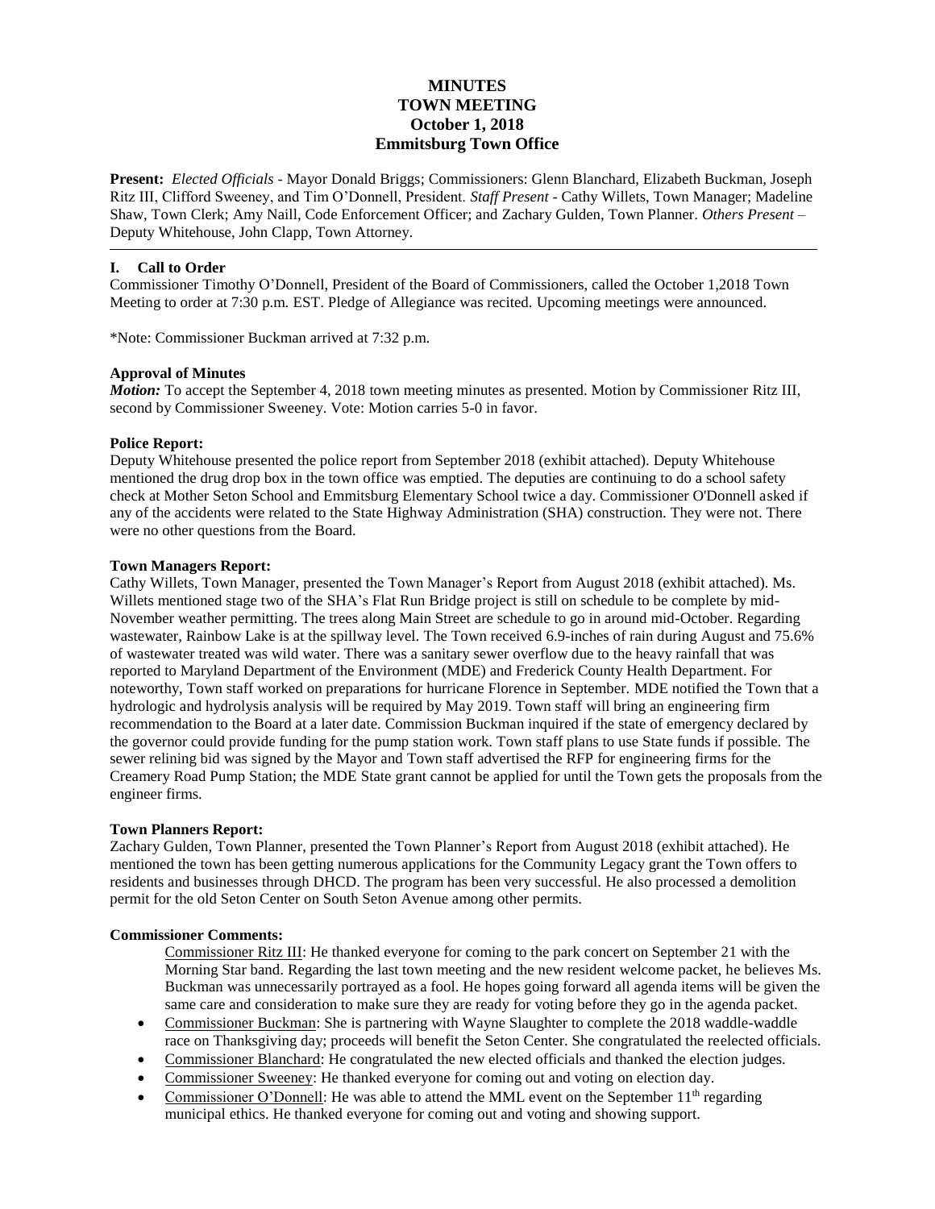# MINUTES
# TOWN MEETING
# October 1, 2018
# Emmitsburg Town Office

**Present:** *Elected Officials* - Mayor Donald Briggs; Commissioners: Glenn Blanchard, Elizabeth Buckman, Joseph Ritz III, Clifford Sweeney, and Tim O'Donnell, President. *Staff Present* - Cathy Willets, Town Manager; Madeline Shaw, Town Clerk; Amy Naill, Code Enforcement Officer; and Zachary Gulden, Town Planner. *Others Present* – Deputy Whitehouse, John Clapp, Town Attorney.

---

## I. Call to Order

Commissioner Timothy O'Donnell, President of the Board of Commissioners, called the October 1,2018 Town Meeting to order at 7:30 p.m. EST. Pledge of Allegiance was recited. Upcoming meetings were announced.

*Note: Commissioner Buckman arrived at 7:32 p.m.

**Approval of Minutes**

***Motion:*** To accept the September 4, 2018 town meeting minutes as presented. Motion by Commissioner Ritz III, second by Commissioner Sweeney. Vote: Motion carries 5-0 in favor.

**Police Report:**

Deputy Whitehouse presented the police report from September 2018 (exhibit attached). Deputy Whitehouse mentioned the drug drop box in the town office was emptied. The deputies are continuing to do a school safety check at Mother Seton School and Emmitsburg Elementary School twice a day. Commissioner O'Donnell asked if any of the accidents were related to the State Highway Administration (SHA) construction. They were not. There were no other questions from the Board.

**Town Managers Report:**

Cathy Willets, Town Manager, presented the Town Manager's Report from August 2018 (exhibit attached). Ms. Willets mentioned stage two of the SHA's Flat Run Bridge project is still on schedule to be complete by mid-November weather permitting. The trees along Main Street are schedule to go in around mid-October. Regarding wastewater, Rainbow Lake is at the spillway level. The Town received 6.9-inches of rain during August and 75.6% of wastewater treated was wild water. There was a sanitary sewer overflow due to the heavy rainfall that was reported to Maryland Department of the Environment (MDE) and Frederick County Health Department. For noteworthy, Town staff worked on preparations for hurricane Florence in September. MDE notified the Town that a hydrologic and hydrolysis analysis will be required by May 2019. Town staff will bring an engineering firm recommendation to the Board at a later date. Commission Buckman inquired if the state of emergency declared by the governor could provide funding for the pump station work. Town staff plans to use State funds if possible. The sewer relining bid was signed by the Mayor and Town staff advertised the RFP for engineering firms for the Creamery Road Pump Station; the MDE State grant cannot be applied for until the Town gets the proposals from the engineer firms.

**Town Planners Report:**

Zachary Gulden, Town Planner, presented the Town Planner's Report from August 2018 (exhibit attached). He mentioned the town has been getting numerous applications for the Community Legacy grant the Town offers to residents and businesses through DHCD. The program has been very successful. He also processed a demolition permit for the old Seton Center on South Seton Avenue among other permits.

**Commissioner Comments:**

Commissioner Ritz III: He thanked everyone for coming to the park concert on September 21 with the Morning Star band. Regarding the last town meeting and the new resident welcome packet, he believes Ms. Buckman was unnecessarily portrayed as a fool. He hopes going forward all agenda items will be given the same care and consideration to make sure they are ready for voting before they go in the agenda packet.

- Commissioner Buckman: She is partnering with Wayne Slaughter to complete the 2018 waddle-waddle race on Thanksgiving day; proceeds will benefit the Seton Center. She congratulated the reelected officials.
- Commissioner Blanchard: He congratulated the new elected officials and thanked the election judges.
- Commissioner Sweeney: He thanked everyone for coming out and voting on election day.
- Commissioner O'Donnell: He was able to attend the MML event on the September 11th regarding municipal ethics. He thanked everyone for coming out and voting and showing support.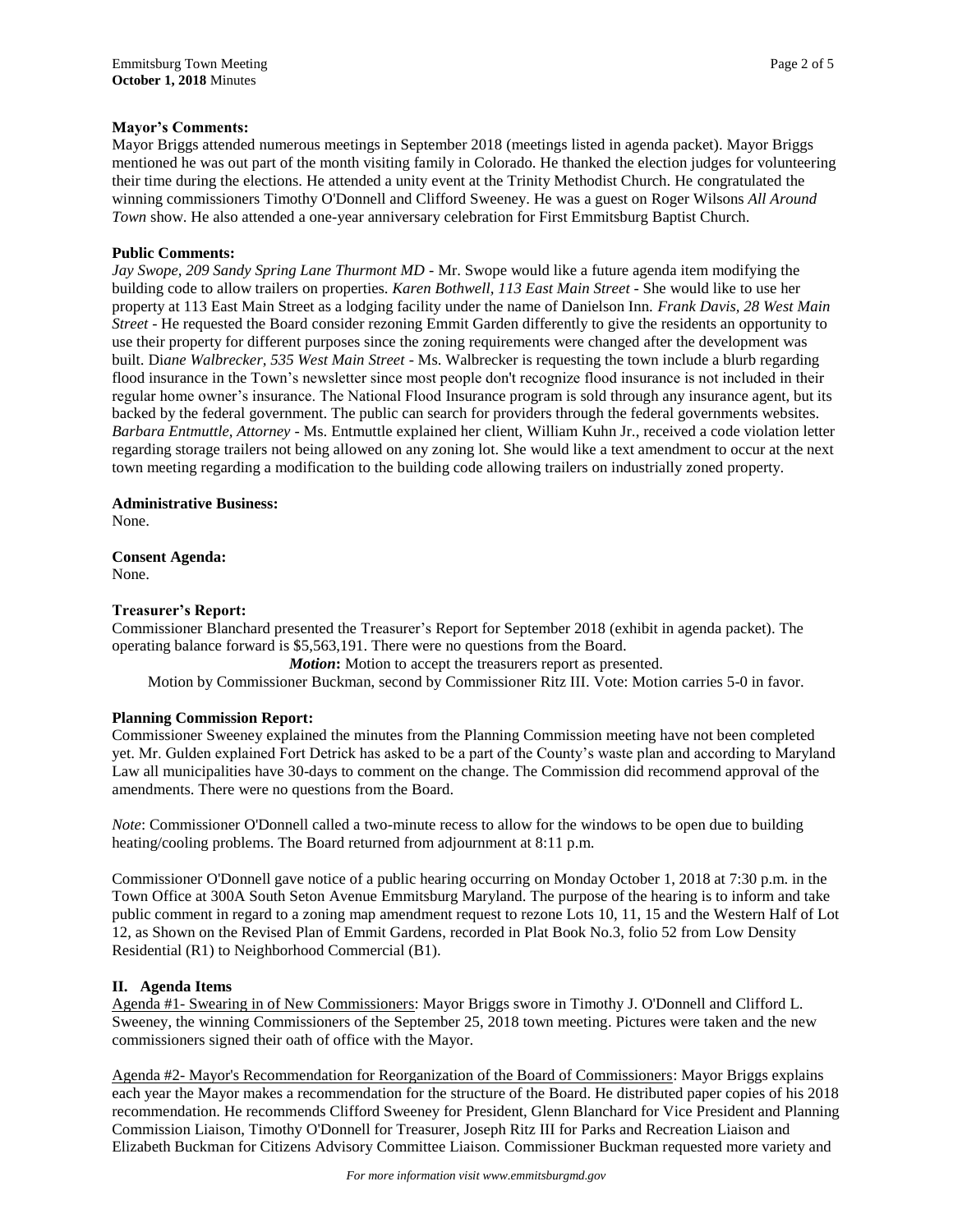**Mayor's Comments:**

Mayor Briggs attended numerous meetings in September 2018 (meetings listed in agenda packet). Mayor Briggs mentioned he was out part of the month visiting family in Colorado. He thanked the election judges for volunteering their time during the elections. He attended a unity event at the Trinity Methodist Church. He congratulated the winning commissioners Timothy O'Donnell and Clifford Sweeney. He was a guest on Roger Wilsons *All Around Town* show. He also attended a one-year anniversary celebration for First Emmitsburg Baptist Church.

**Public Comments:**

*Jay Swope, 209 Sandy Spring Lane Thurmont MD* - Mr. Swope would like a future agenda item modifying the building code to allow trailers on properties. *Karen Bothwell, 113 East Main Street* - She would like to use her property at 113 East Main Street as a lodging facility under the name of Danielson Inn. *Frank Davis, 28 West Main Street* - He requested the Board consider rezoning Emmit Garden differently to give the residents an opportunity to use their property for different purposes since the zoning requirements were changed after the development was built. D*iane Walbrecker, 535 West Main Street* - Ms. Walbrecker is requesting the town include a blurb regarding flood insurance in the Town's newsletter since most people don't recognize flood insurance is not included in their regular home owner's insurance. The National Flood Insurance program is sold through any insurance agent, but its backed by the federal government. The public can search for providers through the federal governments websites. *Barbara Entmuttle, Attorney* - Ms. Entmuttle explained her client, William Kuhn Jr., received a code violation letter regarding storage trailers not being allowed on any zoning lot. She would like a text amendment to occur at the next town meeting regarding a modification to the building code allowing trailers on industrially zoned property.

**Administrative Business:**

None.

**Consent Agenda:**

None.

**Treasurer's Report:**

Commissioner Blanchard presented the Treasurer's Report for September 2018 (exhibit in agenda packet). The operating balance forward is $5,563,191. There were no questions from the Board.

***Motion*:** Motion to accept the treasurers report as presented.

Motion by Commissioner Buckman, second by Commissioner Ritz III. Vote: Motion carries 5-0 in favor.

**Planning Commission Report:**

Commissioner Sweeney explained the minutes from the Planning Commission meeting have not been completed yet. Mr. Gulden explained Fort Detrick has asked to be a part of the County's waste plan and according to Maryland Law all municipalities have 30-days to comment on the change. The Commission did recommend approval of the amendments. There were no questions from the Board.

*Note*: Commissioner O'Donnell called a two-minute recess to allow for the windows to be open due to building heating/cooling problems. The Board returned from adjournment at 8:11 p.m.

Commissioner O'Donnell gave notice of a public hearing occurring on Monday October 1, 2018 at 7:30 p.m. in the Town Office at 300A South Seton Avenue Emmitsburg Maryland. The purpose of the hearing is to inform and take public comment in regard to a zoning map amendment request to rezone Lots 10, 11, 15 and the Western Half of Lot 12, as Shown on the Revised Plan of Emmit Gardens, recorded in Plat Book No.3, folio 52 from Low Density Residential (R1) to Neighborhood Commercial (B1).

## II. Agenda Items

Agenda #1- Swearing in of New Commissioners: Mayor Briggs swore in Timothy J. O'Donnell and Clifford L. Sweeney, the winning Commissioners of the September 25, 2018 town meeting. Pictures were taken and the new commissioners signed their oath of office with the Mayor.

Agenda #2- Mayor's Recommendation for Reorganization of the Board of Commissioners: Mayor Briggs explains each year the Mayor makes a recommendation for the structure of the Board. He distributed paper copies of his 2018 recommendation. He recommends Clifford Sweeney for President, Glenn Blanchard for Vice President and Planning Commission Liaison, Timothy O'Donnell for Treasurer, Joseph Ritz III for Parks and Recreation Liaison and Elizabeth Buckman for Citizens Advisory Committee Liaison. Commissioner Buckman requested more variety and

*For more information visit www.emmitsburgmd.gov*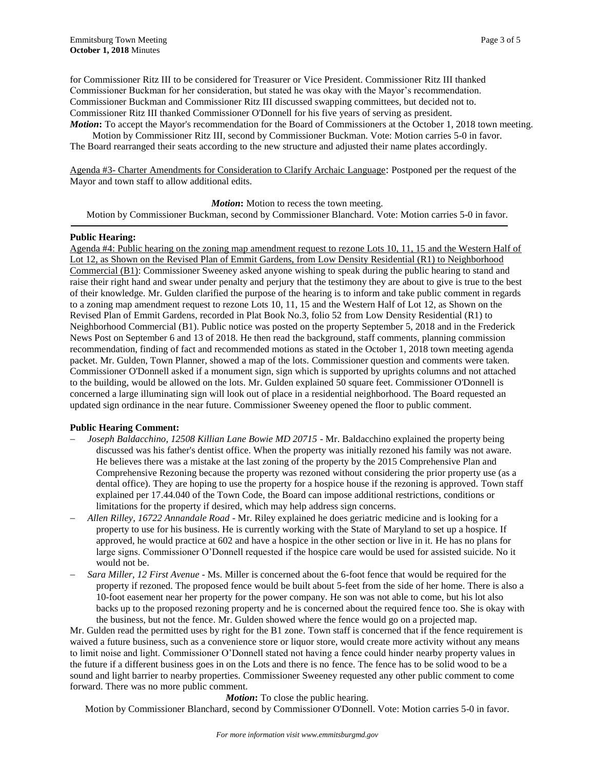for Commissioner Ritz III to be considered for Treasurer or Vice President. Commissioner Ritz III thanked Commissioner Buckman for her consideration, but stated he was okay with the Mayor's recommendation. Commissioner Buckman and Commissioner Ritz III discussed swapping committees, but decided not to. Commissioner Ritz III thanked Commissioner O'Donnell for his five years of serving as president.

***Motion*:** To accept the Mayor's recommendation for the Board of Commissioners at the October 1, 2018 town meeting.
Motion by Commissioner Ritz III, second by Commissioner Buckman. Vote: Motion carries 5-0 in favor.

The Board rearranged their seats according to the new structure and adjusted their name plates accordingly.

Agenda #3- Charter Amendments for Consideration to Clarify Archaic Language: Postponed per the request of the Mayor and town staff to allow additional edits.

***Motion*:** Motion to recess the town meeting.
Motion by Commissioner Buckman, second by Commissioner Blanchard. Vote: Motion carries 5-0 in favor.

---

**Public Hearing:**

Agenda #4: Public hearing on the zoning map amendment request to rezone Lots 10, 11, 15 and the Western Half of Lot 12, as Shown on the Revised Plan of Emmit Gardens, from Low Density Residential (R1) to Neighborhood Commercial (B1): Commissioner Sweeney asked anyone wishing to speak during the public hearing to stand and raise their right hand and swear under penalty and perjury that the testimony they are about to give is true to the best of their knowledge. Mr. Gulden clarified the purpose of the hearing is to inform and take public comment in regards to a zoning map amendment request to rezone Lots 10, 11, 15 and the Western Half of Lot 12, as Shown on the Revised Plan of Emmit Gardens, recorded in Plat Book No.3, folio 52 from Low Density Residential (R1) to Neighborhood Commercial (B1). Public notice was posted on the property September 5, 2018 and in the Frederick News Post on September 6 and 13 of 2018. He then read the background, staff comments, planning commission recommendation, finding of fact and recommended motions as stated in the October 1, 2018 town meeting agenda packet. Mr. Gulden, Town Planner, showed a map of the lots. Commissioner question and comments were taken. Commissioner O'Donnell asked if a monument sign, sign which is supported by uprights columns and not attached to the building, would be allowed on the lots. Mr. Gulden explained 50 square feet. Commissioner O'Donnell is concerned a large illuminating sign will look out of place in a residential neighborhood. The Board requested an updated sign ordinance in the near future. Commissioner Sweeney opened the floor to public comment.

**Public Hearing Comment:**

- *Joseph Baldacchino, 12508 Killian Lane Bowie MD 20715* - Mr. Baldacchino explained the property being discussed was his father's dentist office. When the property was initially rezoned his family was not aware. He believes there was a mistake at the last zoning of the property by the 2015 Comprehensive Plan and Comprehensive Rezoning because the property was rezoned without considering the prior property use (as a dental office). They are hoping to use the property for a hospice house if the rezoning is approved. Town staff explained per 17.44.040 of the Town Code, the Board can impose additional restrictions, conditions or limitations for the property if desired, which may help address sign concerns.
- *Allen Rilley, 16722 Annandale Road* - Mr. Riley explained he does geriatric medicine and is looking for a property to use for his business. He is currently working with the State of Maryland to set up a hospice. If approved, he would practice at 602 and have a hospice in the other section or live in it. He has no plans for large signs. Commissioner O'Donnell requested if the hospice care would be used for assisted suicide. No it would not be.
- *Sara Miller, 12 First Avenue* - Ms. Miller is concerned about the 6-foot fence that would be required for the property if rezoned. The proposed fence would be built about 5-feet from the side of her home. There is also a 10-foot easement near her property for the power company. He son was not able to come, but his lot also backs up to the proposed rezoning property and he is concerned about the required fence too. She is okay with the business, but not the fence. Mr. Gulden showed where the fence would go on a projected map.

Mr. Gulden read the permitted uses by right for the B1 zone. Town staff is concerned that if the fence requirement is waived a future business, such as a convenience store or liquor store, would create more activity without any means to limit noise and light. Commissioner O'Donnell stated not having a fence could hinder nearby property values in the future if a different business goes in on the Lots and there is no fence. The fence has to be solid wood to be a sound and light barrier to nearby properties. Commissioner Sweeney requested any other public comment to come forward. There was no more public comment.

***Motion*:** To close the public hearing.
Motion by Commissioner Blanchard, second by Commissioner O'Donnell. Vote: Motion carries 5-0 in favor.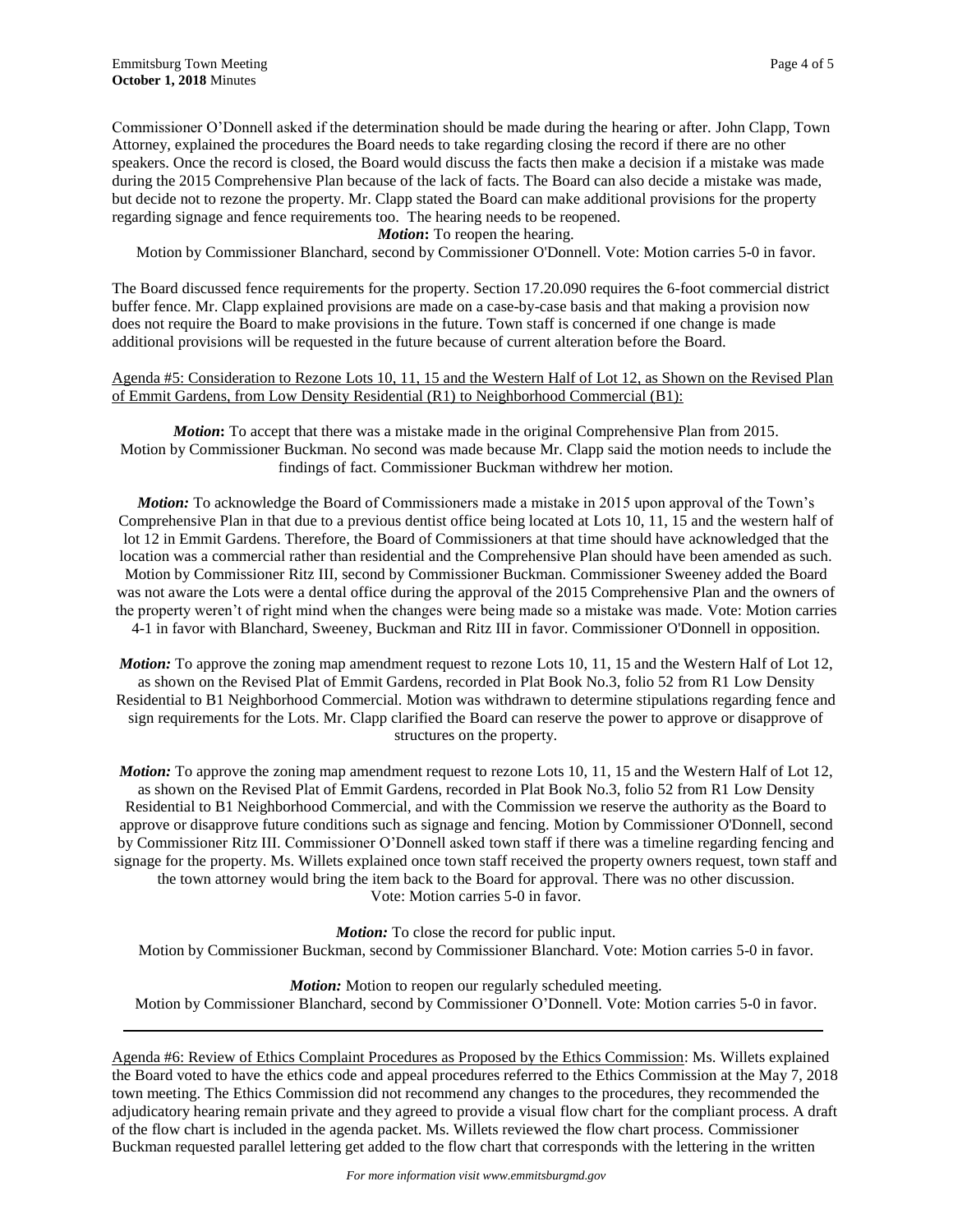Commissioner O'Donnell asked if the determination should be made during the hearing or after. John Clapp, Town Attorney, explained the procedures the Board needs to take regarding closing the record if there are no other speakers. Once the record is closed, the Board would discuss the facts then make a decision if a mistake was made during the 2015 Comprehensive Plan because of the lack of facts. The Board can also decide a mistake was made, but decide not to rezone the property. Mr. Clapp stated the Board can make additional provisions for the property regarding signage and fence requirements too. The hearing needs to be reopened.

***Motion*:** To reopen the hearing.
Motion by Commissioner Blanchard, second by Commissioner O'Donnell. Vote: Motion carries 5-0 in favor.

The Board discussed fence requirements for the property. Section 17.20.090 requires the 6-foot commercial district buffer fence. Mr. Clapp explained provisions are made on a case-by-case basis and that making a provision now does not require the Board to make provisions in the future. Town staff is concerned if one change is made additional provisions will be requested in the future because of current alteration before the Board.

Agenda #5: Consideration to Rezone Lots 10, 11, 15 and the Western Half of Lot 12, as Shown on the Revised Plan of Emmit Gardens, from Low Density Residential (R1) to Neighborhood Commercial (B1):

***Motion*:** To accept that there was a mistake made in the original Comprehensive Plan from 2015. Motion by Commissioner Buckman. No second was made because Mr. Clapp said the motion needs to include the findings of fact. Commissioner Buckman withdrew her motion.

***Motion:*** To acknowledge the Board of Commissioners made a mistake in 2015 upon approval of the Town's Comprehensive Plan in that due to a previous dentist office being located at Lots 10, 11, 15 and the western half of lot 12 in Emmit Gardens. Therefore, the Board of Commissioners at that time should have acknowledged that the location was a commercial rather than residential and the Comprehensive Plan should have been amended as such. Motion by Commissioner Ritz III, second by Commissioner Buckman. Commissioner Sweeney added the Board was not aware the Lots were a dental office during the approval of the 2015 Comprehensive Plan and the owners of the property weren't of right mind when the changes were being made so a mistake was made. Vote: Motion carries 4-1 in favor with Blanchard, Sweeney, Buckman and Ritz III in favor. Commissioner O'Donnell in opposition.

***Motion:*** To approve the zoning map amendment request to rezone Lots 10, 11, 15 and the Western Half of Lot 12, as shown on the Revised Plat of Emmit Gardens, recorded in Plat Book No.3, folio 52 from R1 Low Density Residential to B1 Neighborhood Commercial. Motion was withdrawn to determine stipulations regarding fence and sign requirements for the Lots. Mr. Clapp clarified the Board can reserve the power to approve or disapprove of structures on the property.

***Motion:*** To approve the zoning map amendment request to rezone Lots 10, 11, 15 and the Western Half of Lot 12, as shown on the Revised Plat of Emmit Gardens, recorded in Plat Book No.3, folio 52 from R1 Low Density Residential to B1 Neighborhood Commercial, and with the Commission we reserve the authority as the Board to approve or disapprove future conditions such as signage and fencing. Motion by Commissioner O'Donnell, second by Commissioner Ritz III. Commissioner O'Donnell asked town staff if there was a timeline regarding fencing and signage for the property. Ms. Willets explained once town staff received the property owners request, town staff and the town attorney would bring the item back to the Board for approval. There was no other discussion. Vote: Motion carries 5-0 in favor.

***Motion:*** To close the record for public input.
Motion by Commissioner Buckman, second by Commissioner Blanchard. Vote: Motion carries 5-0 in favor.

***Motion:*** Motion to reopen our regularly scheduled meeting.
Motion by Commissioner Blanchard, second by Commissioner O'Donnell. Vote: Motion carries 5-0 in favor.

---

Agenda #6: Review of Ethics Complaint Procedures as Proposed by the Ethics Commission: Ms. Willets explained the Board voted to have the ethics code and appeal procedures referred to the Ethics Commission at the May 7, 2018 town meeting. The Ethics Commission did not recommend any changes to the procedures, they recommended the adjudicatory hearing remain private and they agreed to provide a visual flow chart for the compliant process. A draft of the flow chart is included in the agenda packet. Ms. Willets reviewed the flow chart process. Commissioner Buckman requested parallel lettering get added to the flow chart that corresponds with the lettering in the written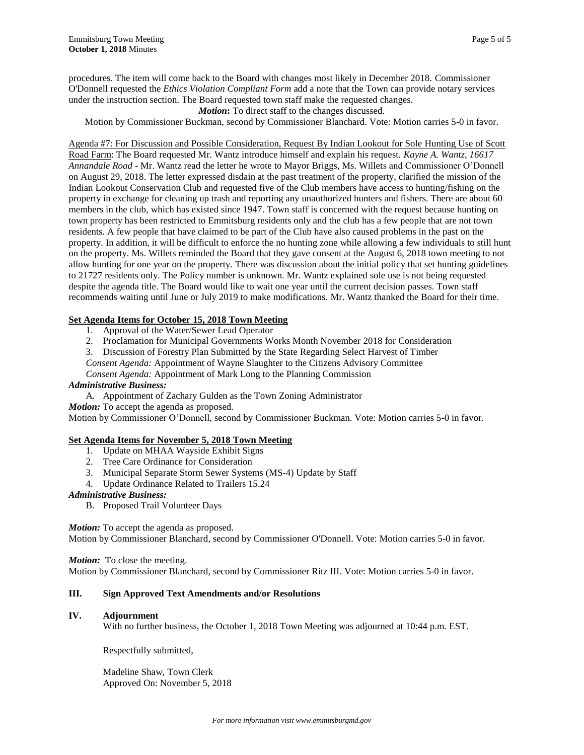procedures. The item will come back to the Board with changes most likely in December 2018. Commissioner O'Donnell requested the *Ethics Violation Compliant Form* add a note that the Town can provide notary services under the instruction section. The Board requested town staff make the requested changes.

***Motion*****:** To direct staff to the changes discussed.

Motion by Commissioner Buckman, second by Commissioner Blanchard. Vote: Motion carries 5-0 in favor.

Agenda #7: For Discussion and Possible Consideration, Request By Indian Lookout for Sole Hunting Use of Scott Road Farm: The Board requested Mr. Wantz introduce himself and explain his request. *Kayne A. Wantz, 16617 Annandale Road* - Mr. Wantz read the letter he wrote to Mayor Briggs, Ms. Willets and Commissioner O'Donnell on August 29, 2018. The letter expressed disdain at the past treatment of the property, clarified the mission of the Indian Lookout Conservation Club and requested five of the Club members have access to hunting/fishing on the property in exchange for cleaning up trash and reporting any unauthorized hunters and fishers. There are about 60 members in the club, which has existed since 1947. Town staff is concerned with the request because hunting on town property has been restricted to Emmitsburg residents only and the club has a few people that are not town residents. A few people that have claimed to be part of the Club have also caused problems in the past on the property. In addition, it will be difficult to enforce the no hunting zone while allowing a few individuals to still hunt on the property. Ms. Willets reminded the Board that they gave consent at the August 6, 2018 town meeting to not allow hunting for one year on the property. There was discussion about the initial policy that set hunting guidelines to 21727 residents only. The Policy number is unknown. Mr. Wantz explained sole use is not being requested despite the agenda title. The Board would like to wait one year until the current decision passes. Town staff recommends waiting until June or July 2019 to make modifications. Mr. Wantz thanked the Board for their time.

**Set Agenda Items for October 15, 2018 Town Meeting**

1. Approval of the Water/Sewer Lead Operator
2. Proclamation for Municipal Governments Works Month November 2018 for Consideration
3. Discussion of Forestry Plan Submitted by the State Regarding Select Harvest of Timber

*Consent Agenda:* Appointment of Wayne Slaughter to the Citizens Advisory Committee

*Consent Agenda:* Appointment of Mark Long to the Planning Commission

***Administrative Business:***

A. Appointment of Zachary Gulden as the Town Zoning Administrator

***Motion:*** To accept the agenda as proposed.

Motion by Commissioner O'Donnell, second by Commissioner Buckman. Vote: Motion carries 5-0 in favor.

**Set Agenda Items for November 5, 2018 Town Meeting**

1. Update on MHAA Wayside Exhibit Signs
2. Tree Care Ordinance for Consideration
3. Municipal Separate Storm Sewer Systems (MS-4) Update by Staff
4. Update Ordinance Related to Trailers 15.24

***Administrative Business:***

B. Proposed Trail Volunteer Days

***Motion:*** To accept the agenda as proposed.

Motion by Commissioner Blanchard, second by Commissioner O'Donnell. Vote: Motion carries 5-0 in favor.

***Motion:*** To close the meeting.

Motion by Commissioner Blanchard, second by Commissioner Ritz III. Vote: Motion carries 5-0 in favor.

## III. Sign Approved Text Amendments and/or Resolutions

## IV. Adjournment

With no further business, the October 1, 2018 Town Meeting was adjourned at 10:44 p.m. EST.

Respectfully submitted,

Madeline Shaw, Town Clerk
Approved On: November 5, 2018

*For more information visit www.emmitsburgmd.gov*